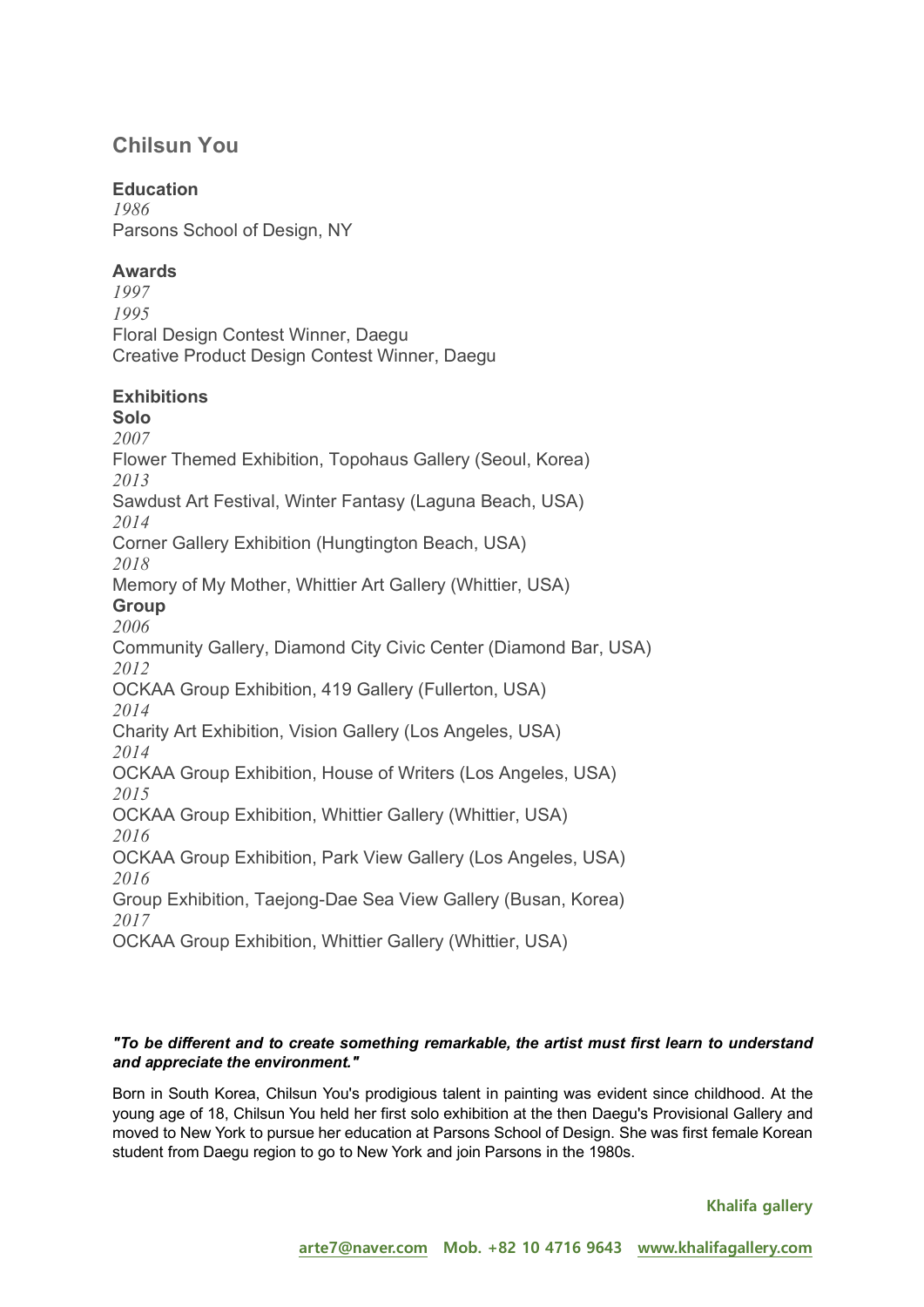# Chilsun You

### Education

*1986*
Parsons School of Design, NY

### Awards

*1997*
*1995*
Floral Design Contest Winner, Daegu
Creative Product Design Contest Winner, Daegu

### Exhibitions

**Solo**

*2007*
Flower Themed Exhibition, Topohaus Gallery (Seoul, Korea)
*2013*
Sawdust Art Festival, Winter Fantasy (Laguna Beach, USA)
*2014*
Corner Gallery Exhibition (Hungtington Beach, USA)
*2018*
Memory of My Mother, Whittier Art Gallery (Whittier, USA)

**Group**

*2006*
Community Gallery, Diamond City Civic Center (Diamond Bar, USA)
*2012*
OCKAA Group Exhibition, 419 Gallery (Fullerton, USA)
*2014*
Charity Art Exhibition, Vision Gallery (Los Angeles, USA)
*2014*
OCKAA Group Exhibition, House of Writers (Los Angeles, USA)
*2015*
OCKAA Group Exhibition, Whittier Gallery (Whittier, USA)
*2016*
OCKAA Group Exhibition, Park View Gallery (Los Angeles, USA)
*2016*
Group Exhibition, Taejong-Dae Sea View Gallery (Busan, Korea)
*2017*
OCKAA Group Exhibition, Whittier Gallery (Whittier, USA)

***"To be different and to create something remarkable, the artist must first learn to understand and appreciate the environment."***

Born in South Korea, Chilsun You's prodigious talent in painting was evident since childhood. At the young age of 18, Chilsun You held her first solo exhibition at the then Daegu's Provisional Gallery and moved to New York to pursue her education at Parsons School of Design. She was first female Korean student from Daegu region to go to New York and join Parsons in the 1980s.

**Khalifa gallery**

**arte7@naver.com   Mob. +82 10 4716 9643   www.khalifagallery.com**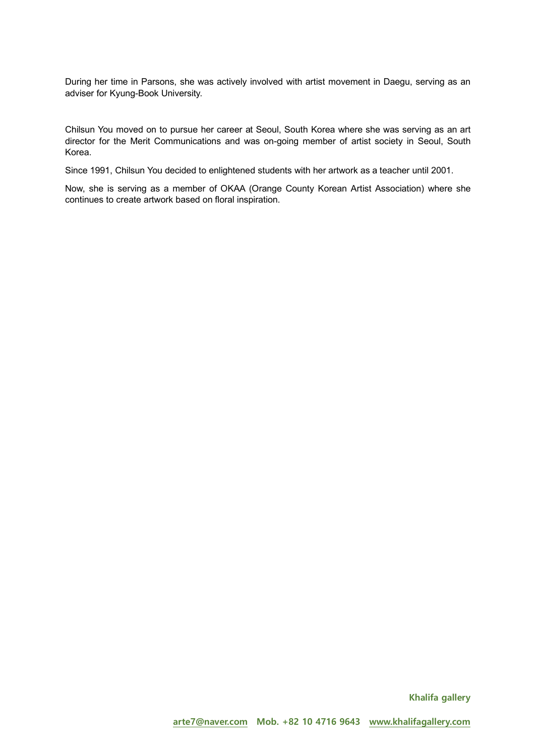During her time in Parsons, she was actively involved with artist movement in Daegu, serving as an adviser for Kyung-Book University.

Chilsun You moved on to pursue her career at Seoul, South Korea where she was serving as an art director for the Merit Communications and was on-going member of artist society in Seoul, South Korea.

Since 1991, Chilsun You decided to enlightened students with her artwork as a teacher until 2001.

Now, she is serving as a member of OKAA (Orange County Korean Artist Association) where she continues to create artwork based on floral inspiration.

**Khalifa gallery**

**arte7@naver.com Mob. +82 10 4716 9643 www.khalifagallery.com**